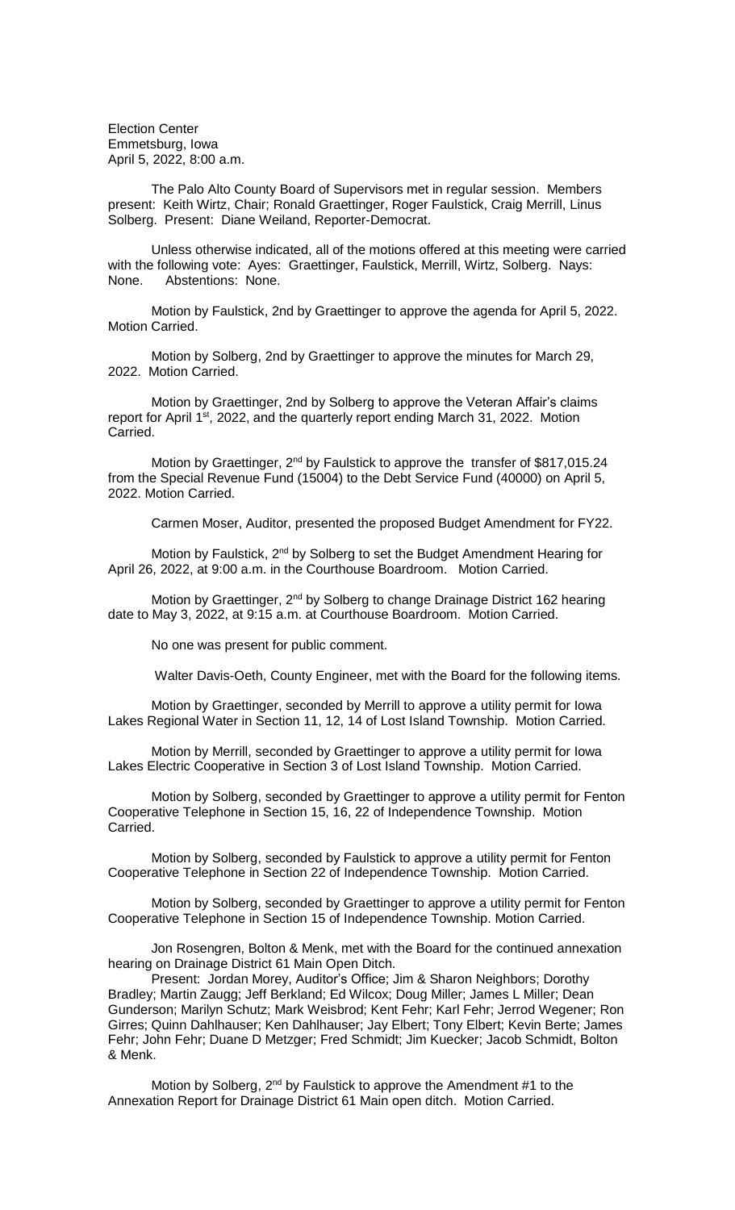Election Center
Emmetsburg, Iowa
April 5, 2022, 8:00 a.m.

The Palo Alto County Board of Supervisors met in regular session. Members present: Keith Wirtz, Chair; Ronald Graettinger, Roger Faulstick, Craig Merrill, Linus Solberg. Present: Diane Weiland, Reporter-Democrat.

Unless otherwise indicated, all of the motions offered at this meeting were carried with the following vote: Ayes: Graettinger, Faulstick, Merrill, Wirtz, Solberg. Nays: None. Abstentions: None.

Motion by Faulstick, 2nd by Graettinger to approve the agenda for April 5, 2022. Motion Carried.

Motion by Solberg, 2nd by Graettinger to approve the minutes for March 29, 2022. Motion Carried.

Motion by Graettinger, 2nd by Solberg to approve the Veteran Affair's claims report for April 1st, 2022, and the quarterly report ending March 31, 2022. Motion Carried.

Motion by Graettinger, 2nd by Faulstick to approve the transfer of $817,015.24 from the Special Revenue Fund (15004) to the Debt Service Fund (40000) on April 5, 2022. Motion Carried.

Carmen Moser, Auditor, presented the proposed Budget Amendment for FY22.

Motion by Faulstick, 2nd by Solberg to set the Budget Amendment Hearing for April 26, 2022, at 9:00 a.m. in the Courthouse Boardroom. Motion Carried.

Motion by Graettinger, 2nd by Solberg to change Drainage District 162 hearing date to May 3, 2022, at 9:15 a.m. at Courthouse Boardroom. Motion Carried.

No one was present for public comment.

Walter Davis-Oeth, County Engineer, met with the Board for the following items.

Motion by Graettinger, seconded by Merrill to approve a utility permit for Iowa Lakes Regional Water in Section 11, 12, 14 of Lost Island Township. Motion Carried.

Motion by Merrill, seconded by Graettinger to approve a utility permit for Iowa Lakes Electric Cooperative in Section 3 of Lost Island Township. Motion Carried.

Motion by Solberg, seconded by Graettinger to approve a utility permit for Fenton Cooperative Telephone in Section 15, 16, 22 of Independence Township. Motion Carried.

Motion by Solberg, seconded by Faulstick to approve a utility permit for Fenton Cooperative Telephone in Section 22 of Independence Township. Motion Carried.

Motion by Solberg, seconded by Graettinger to approve a utility permit for Fenton Cooperative Telephone in Section 15 of Independence Township. Motion Carried.

Jon Rosengren, Bolton & Menk, met with the Board for the continued annexation hearing on Drainage District 61 Main Open Ditch.

Present: Jordan Morey, Auditor's Office; Jim & Sharon Neighbors; Dorothy Bradley; Martin Zaugg; Jeff Berkland; Ed Wilcox; Doug Miller; James L Miller; Dean Gunderson; Marilyn Schutz; Mark Weisbrod; Kent Fehr; Karl Fehr; Jerrod Wegener; Ron Girres; Quinn Dahlhauser; Ken Dahlhauser; Jay Elbert; Tony Elbert; Kevin Berte; James Fehr; John Fehr; Duane D Metzger; Fred Schmidt; Jim Kuecker; Jacob Schmidt, Bolton & Menk.

Motion by Solberg, 2nd by Faulstick to approve the Amendment #1 to the Annexation Report for Drainage District 61 Main open ditch. Motion Carried.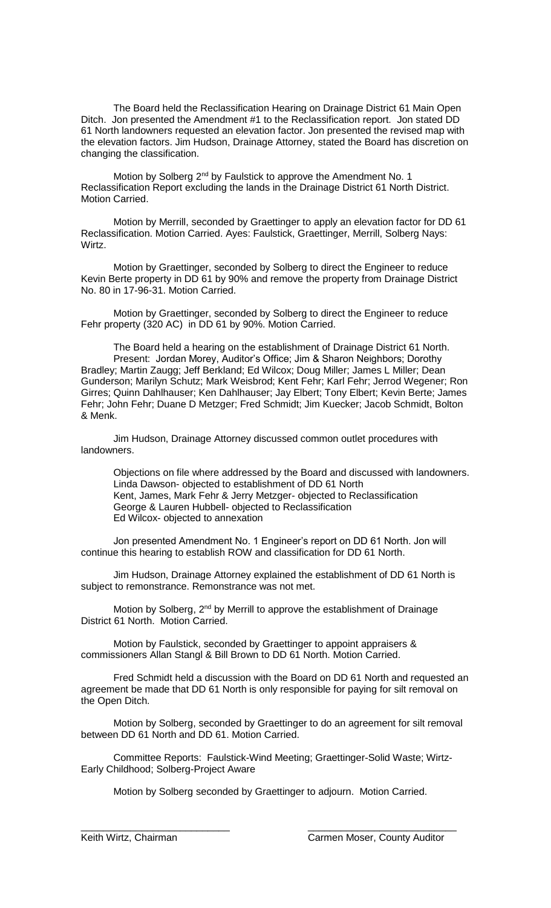The Board held the Reclassification Hearing on Drainage District 61 Main Open Ditch. Jon presented the Amendment #1 to the Reclassification report. Jon stated DD 61 North landowners requested an elevation factor. Jon presented the revised map with the elevation factors. Jim Hudson, Drainage Attorney, stated the Board has discretion on changing the classification.

Motion by Solberg 2nd by Faulstick to approve the Amendment No. 1 Reclassification Report excluding the lands in the Drainage District 61 North District. Motion Carried.

Motion by Merrill, seconded by Graettinger to apply an elevation factor for DD 61 Reclassification. Motion Carried. Ayes: Faulstick, Graettinger, Merrill, Solberg Nays: Wirtz.

Motion by Graettinger, seconded by Solberg to direct the Engineer to reduce Kevin Berte property in DD 61 by 90% and remove the property from Drainage District No. 80 in 17-96-31. Motion Carried.

Motion by Graettinger, seconded by Solberg to direct the Engineer to reduce Fehr property (320 AC) in DD 61 by 90%. Motion Carried.

The Board held a hearing on the establishment of Drainage District 61 North. Present: Jordan Morey, Auditor's Office; Jim & Sharon Neighbors; Dorothy Bradley; Martin Zaugg; Jeff Berkland; Ed Wilcox; Doug Miller; James L Miller; Dean Gunderson; Marilyn Schutz; Mark Weisbrod; Kent Fehr; Karl Fehr; Jerrod Wegener; Ron Girres; Quinn Dahlhauser; Ken Dahlhauser; Jay Elbert; Tony Elbert; Kevin Berte; James Fehr; John Fehr; Duane D Metzger; Fred Schmidt; Jim Kuecker; Jacob Schmidt, Bolton & Menk.

Jim Hudson, Drainage Attorney discussed common outlet procedures with landowners.

Objections on file where addressed by the Board and discussed with landowners.
Linda Dawson- objected to establishment of DD 61 North
Kent, James, Mark Fehr & Jerry Metzger- objected to Reclassification
George & Lauren Hubbell- objected to Reclassification
Ed Wilcox- objected to annexation

Jon presented Amendment No. 1 Engineer's report on DD 61 North. Jon will continue this hearing to establish ROW and classification for DD 61 North.

Jim Hudson, Drainage Attorney explained the establishment of DD 61 North is subject to remonstrance. Remonstrance was not met.

Motion by Solberg, 2nd by Merrill to approve the establishment of Drainage District 61 North. Motion Carried.

Motion by Faulstick, seconded by Graettinger to appoint appraisers & commissioners Allan Stangl & Bill Brown to DD 61 North. Motion Carried.

Fred Schmidt held a discussion with the Board on DD 61 North and requested an agreement be made that DD 61 North is only responsible for paying for silt removal on the Open Ditch.

Motion by Solberg, seconded by Graettinger to do an agreement for silt removal between DD 61 North and DD 61. Motion Carried.

Committee Reports: Faulstick-Wind Meeting; Graettinger-Solid Waste; Wirtz-Early Childhood; Solberg-Project Aware

Motion by Solberg seconded by Graettinger to adjourn. Motion Carried.

\_\_\_\_\_\_\_\_\_\_\_\_\_\_\_\_\_\_\_\_\_\_\_\_\_\_\_\_ \_\_\_\_\_\_\_\_\_\_\_\_\_\_\_\_\_\_\_\_\_\_\_\_\_\_\_\_

Keith Wirtz, Chairman Carmen Moser, County Auditor